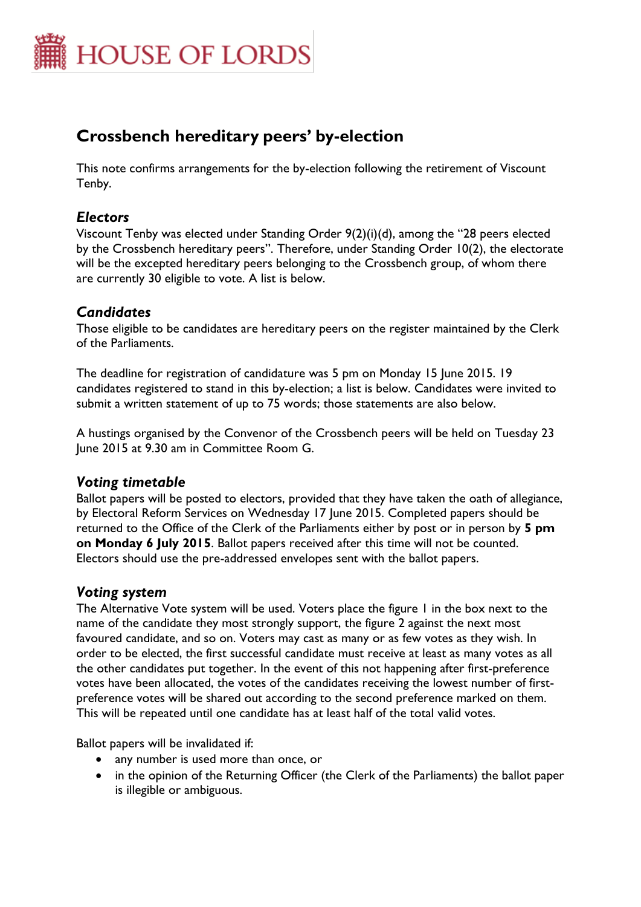HOUSE OF LORDS

# Crossbench hereditary peers' by-election

This note confirms arrangements for the by-election following the retirement of Viscount Tenby.

## *Electors*

Viscount Tenby was elected under Standing Order 9(2)(i)(d), among the "28 peers elected by the Crossbench hereditary peers". Therefore, under Standing Order 10(2), the electorate will be the excepted hereditary peers belonging to the Crossbench group, of whom there are currently 30 eligible to vote. A list is below.

## *Candidates*

Those eligible to be candidates are hereditary peers on the register maintained by the Clerk of the Parliaments.

The deadline for registration of candidature was 5 pm on Monday 15 June 2015. 19 candidates registered to stand in this by-election; a list is below. Candidates were invited to submit a written statement of up to 75 words; those statements are also below.

A hustings organised by the Convenor of the Crossbench peers will be held on Tuesday 23 June 2015 at 9.30 am in Committee Room G.

## *Voting timetable*

Ballot papers will be posted to electors, provided that they have taken the oath of allegiance, by Electoral Reform Services on Wednesday 17 June 2015. Completed papers should be returned to the Office of the Clerk of the Parliaments either by post or in person by **5 pm on Monday 6 July 2015**. Ballot papers received after this time will not be counted. Electors should use the pre-addressed envelopes sent with the ballot papers.

## *Voting system*

The Alternative Vote system will be used. Voters place the figure 1 in the box next to the name of the candidate they most strongly support, the figure 2 against the next most favoured candidate, and so on. Voters may cast as many or as few votes as they wish. In order to be elected, the first successful candidate must receive at least as many votes as all the other candidates put together. In the event of this not happening after first-preference votes have been allocated, the votes of the candidates receiving the lowest number of first-preference votes will be shared out according to the second preference marked on them. This will be repeated until one candidate has at least half of the total valid votes.

Ballot papers will be invalidated if:

- any number is used more than once, or
- in the opinion of the Returning Officer (the Clerk of the Parliaments) the ballot paper is illegible or ambiguous.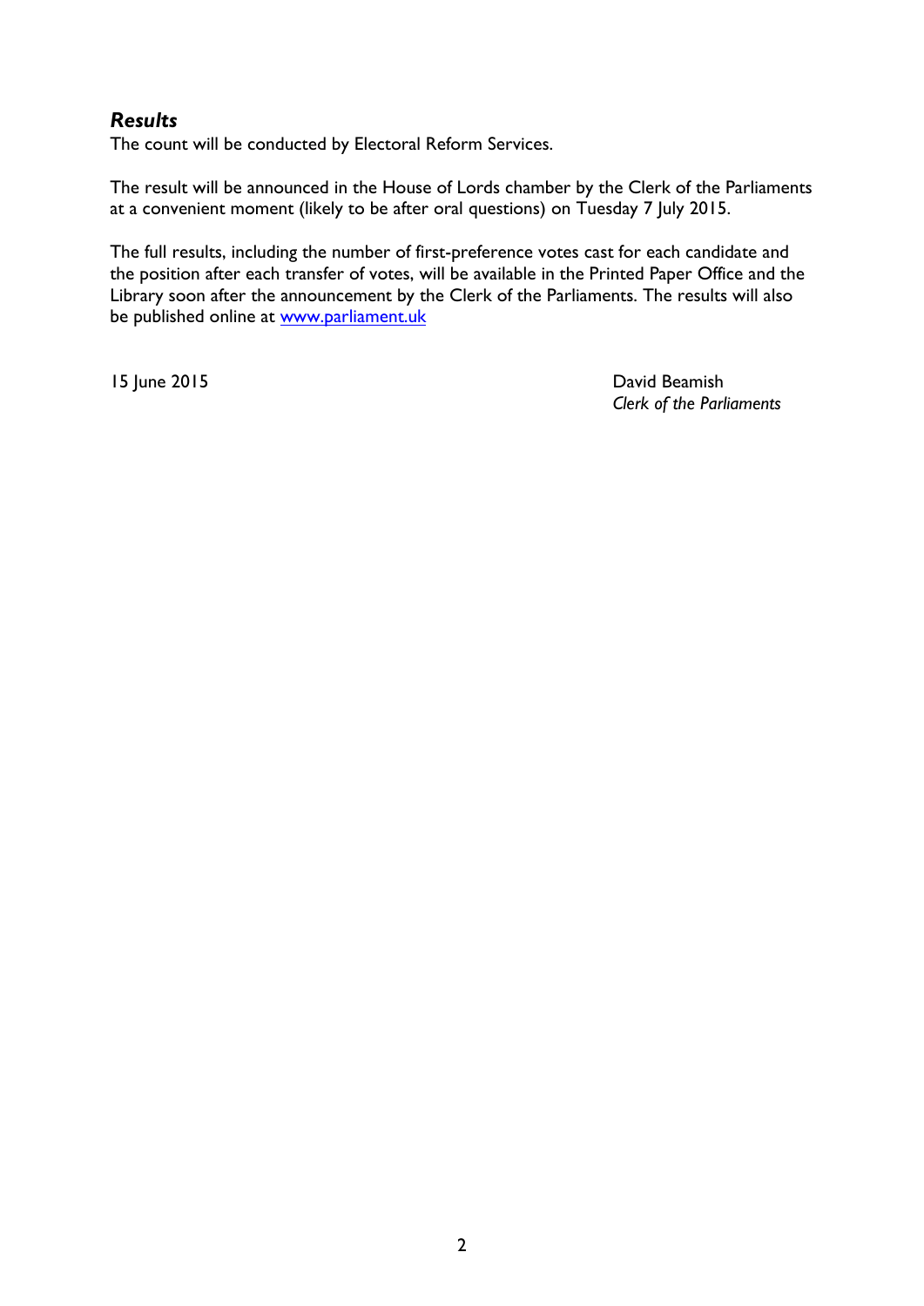### *Results*

The count will be conducted by Electoral Reform Services.

The result will be announced in the House of Lords chamber by the Clerk of the Parliaments at a convenient moment (likely to be after oral questions) on Tuesday 7 July 2015.

The full results, including the number of first-preference votes cast for each candidate and the position after each transfer of votes, will be available in the Printed Paper Office and the Library soon after the announcement by the Clerk of the Parliaments. The results will also be published online at [www.parliament.uk](http://www.parliament.uk)

15 June 2015

David Beamish
*Clerk of the Parliaments*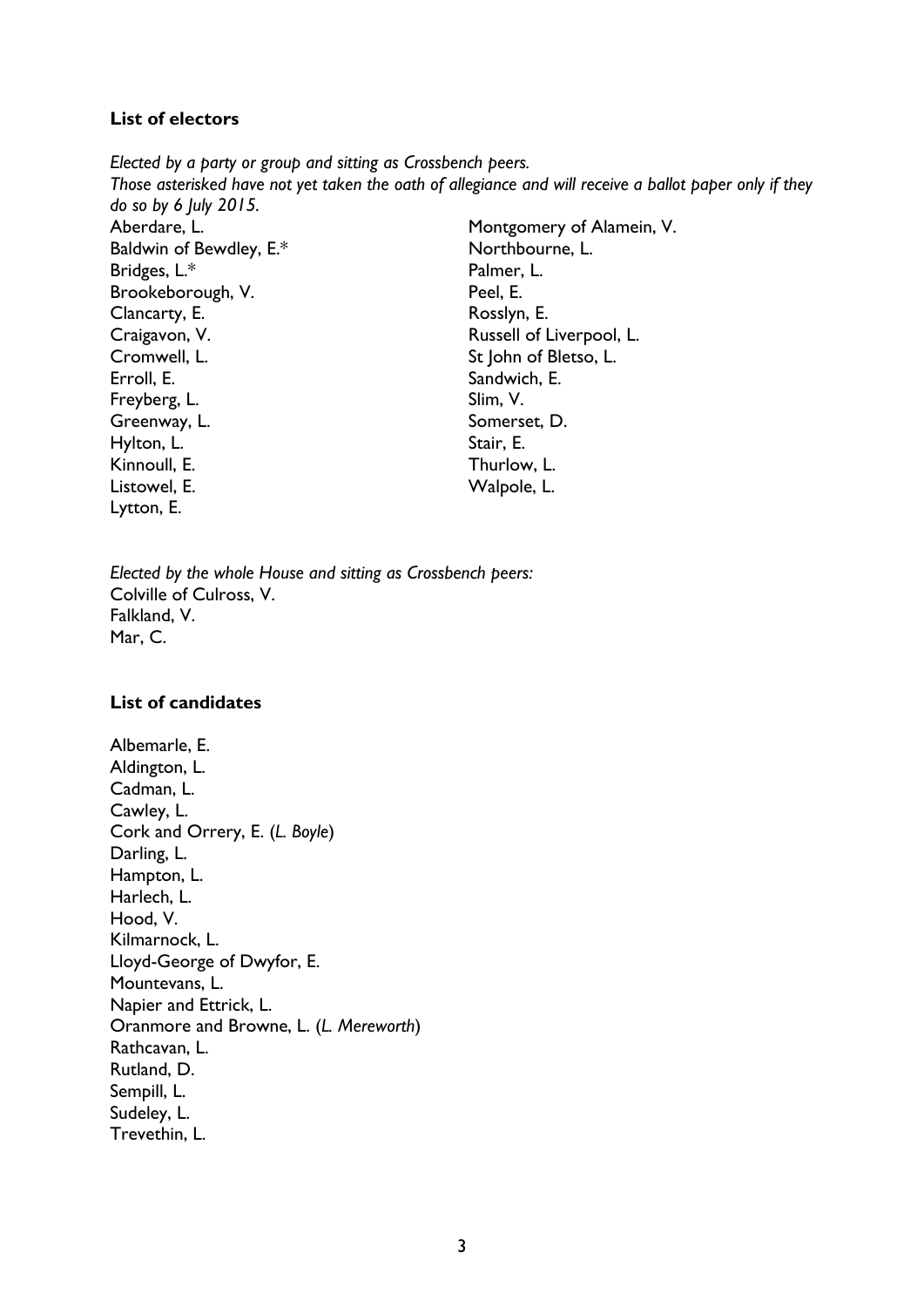**List of electors**

*Elected by a party or group and sitting as Crossbench peers.*
*Those asterisked have not yet taken the oath of allegiance and will receive a ballot paper only if they do so by 6 July 2015.*

Aberdare, L.
Baldwin of Bewdley, E.*
Bridges, L.*
Brookeborough, V.
Clancarty, E.
Craigavon, V.
Cromwell, L.
Erroll, E.
Freyberg, L.
Greenway, L.
Hylton, L.
Kinnoull, E.
Listowel, E.
Lytton, E.
Montgomery of Alamein, V.
Northbourne, L.
Palmer, L.
Peel, E.
Rosslyn, E.
Russell of Liverpool, L.
St John of Bletso, L.
Sandwich, E.
Slim, V.
Somerset, D.
Stair, E.
Thurlow, L.
Walpole, L.

*Elected by the whole House and sitting as Crossbench peers:*

Colville of Culross, V.
Falkland, V.
Mar, C.

**List of candidates**

Albemarle, E.
Aldington, L.
Cadman, L.
Cawley, L.
Cork and Orrery, E. (*L. Boyle*)
Darling, L.
Hampton, L.
Harlech, L.
Hood, V.
Kilmarnock, L.
Lloyd-George of Dwyfor, E.
Mountevans, L.
Napier and Ettrick, L.
Oranmore and Browne, L. (*L. Mereworth*)
Rathcavan, L.
Rutland, D.
Sempill, L.
Sudeley, L.
Trevethin, L.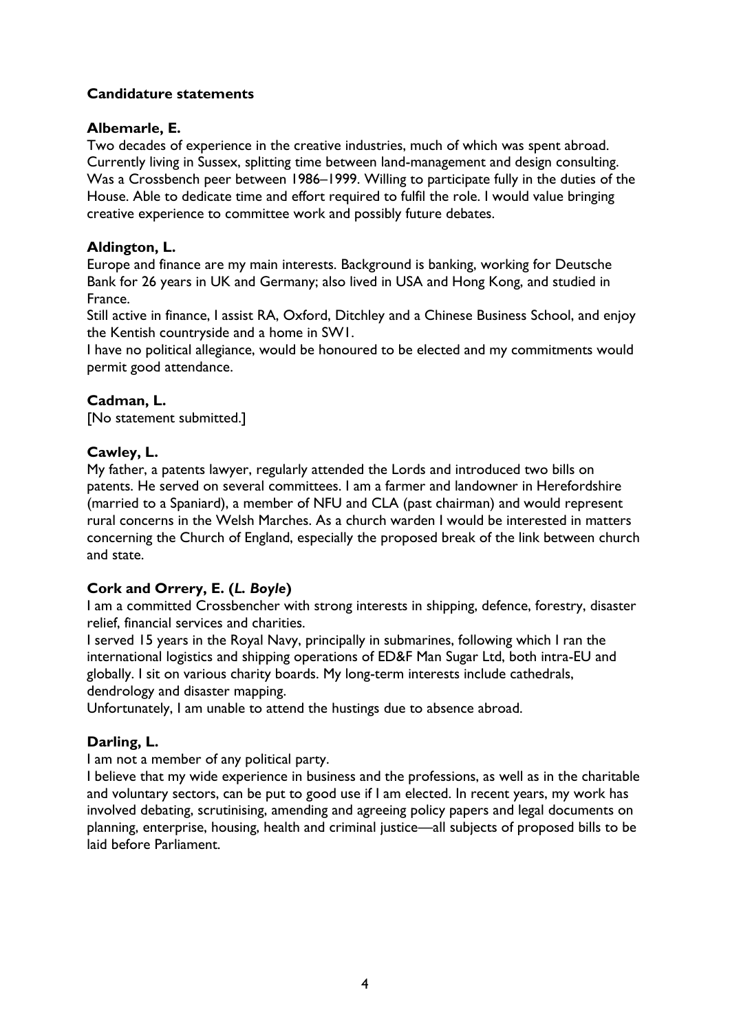## Candidature statements

### Albemarle, E.

Two decades of experience in the creative industries, much of which was spent abroad. Currently living in Sussex, splitting time between land-management and design consulting. Was a Crossbench peer between 1986–1999. Willing to participate fully in the duties of the House. Able to dedicate time and effort required to fulfil the role. I would value bringing creative experience to committee work and possibly future debates.

### Aldington, L.

Europe and finance are my main interests. Background is banking, working for Deutsche Bank for 26 years in UK and Germany; also lived in USA and Hong Kong, and studied in France.

Still active in finance, I assist RA, Oxford, Ditchley and a Chinese Business School, and enjoy the Kentish countryside and a home in SW1.

I have no political allegiance, would be honoured to be elected and my commitments would permit good attendance.

### Cadman, L.

[No statement submitted.]

### Cawley, L.

My father, a patents lawyer, regularly attended the Lords and introduced two bills on patents. He served on several committees. I am a farmer and landowner in Herefordshire (married to a Spaniard), a member of NFU and CLA (past chairman) and would represent rural concerns in the Welsh Marches. As a church warden I would be interested in matters concerning the Church of England, especially the proposed break of the link between church and state.

### Cork and Orrery, E. (*L. Boyle*)

I am a committed Crossbencher with strong interests in shipping, defence, forestry, disaster relief, financial services and charities.

I served 15 years in the Royal Navy, principally in submarines, following which I ran the international logistics and shipping operations of ED&F Man Sugar Ltd, both intra-EU and globally. I sit on various charity boards. My long-term interests include cathedrals, dendrology and disaster mapping.

Unfortunately, I am unable to attend the hustings due to absence abroad.

### Darling, L.

I am not a member of any political party.

I believe that my wide experience in business and the professions, as well as in the charitable and voluntary sectors, can be put to good use if I am elected. In recent years, my work has involved debating, scrutinising, amending and agreeing policy papers and legal documents on planning, enterprise, housing, health and criminal justice—all subjects of proposed bills to be laid before Parliament.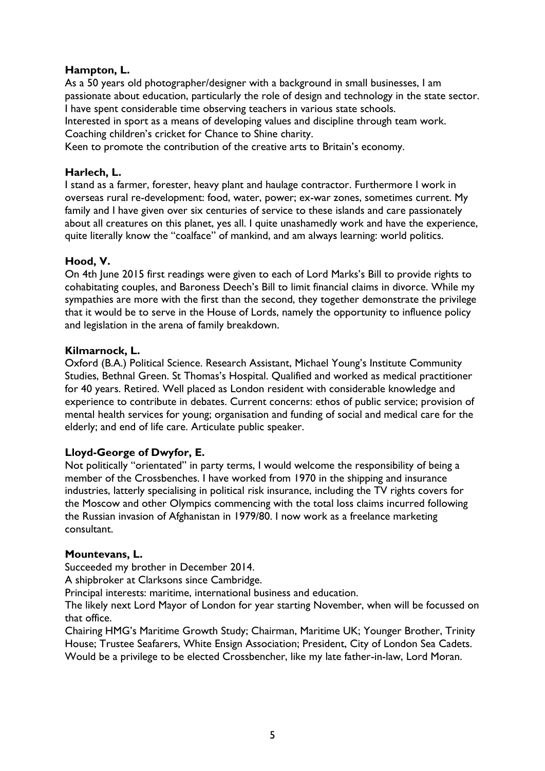**Hampton, L.**

As a 50 years old photographer/designer with a background in small businesses, I am passionate about education, particularly the role of design and technology in the state sector. I have spent considerable time observing teachers in various state schools.
Interested in sport as a means of developing values and discipline through team work.
Coaching children's cricket for Chance to Shine charity.
Keen to promote the contribution of the creative arts to Britain's economy.

**Harlech, L.**

I stand as a farmer, forester, heavy plant and haulage contractor. Furthermore I work in overseas rural re-development: food, water, power; ex-war zones, sometimes current. My family and I have given over six centuries of service to these islands and care passionately about all creatures on this planet, yes all. I quite unashamedly work and have the experience, quite literally know the "coalface" of mankind, and am always learning: world politics.

**Hood, V.**

On 4th June 2015 first readings were given to each of Lord Marks's Bill to provide rights to cohabitating couples, and Baroness Deech's Bill to limit financial claims in divorce. While my sympathies are more with the first than the second, they together demonstrate the privilege that it would be to serve in the House of Lords, namely the opportunity to influence policy and legislation in the arena of family breakdown.

**Kilmarnock, L.**

Oxford (B.A.) Political Science. Research Assistant, Michael Young's Institute Community Studies, Bethnal Green. St Thomas's Hospital. Qualified and worked as medical practitioner for 40 years. Retired. Well placed as London resident with considerable knowledge and experience to contribute in debates. Current concerns: ethos of public service; provision of mental health services for young; organisation and funding of social and medical care for the elderly; and end of life care. Articulate public speaker.

**Lloyd-George of Dwyfor, E.**

Not politically "orientated" in party terms, I would welcome the responsibility of being a member of the Crossbenches. I have worked from 1970 in the shipping and insurance industries, latterly specialising in political risk insurance, including the TV rights covers for the Moscow and other Olympics commencing with the total loss claims incurred following the Russian invasion of Afghanistan in 1979/80. I now work as a freelance marketing consultant.

**Mountevans, L.**

Succeeded my brother in December 2014.
A shipbroker at Clarksons since Cambridge.
Principal interests: maritime, international business and education.
The likely next Lord Mayor of London for year starting November, when will be focussed on that office.
Chairing HMG's Maritime Growth Study; Chairman, Maritime UK; Younger Brother, Trinity House; Trustee Seafarers, White Ensign Association; President, City of London Sea Cadets.
Would be a privilege to be elected Crossbencher, like my late father-in-law, Lord Moran.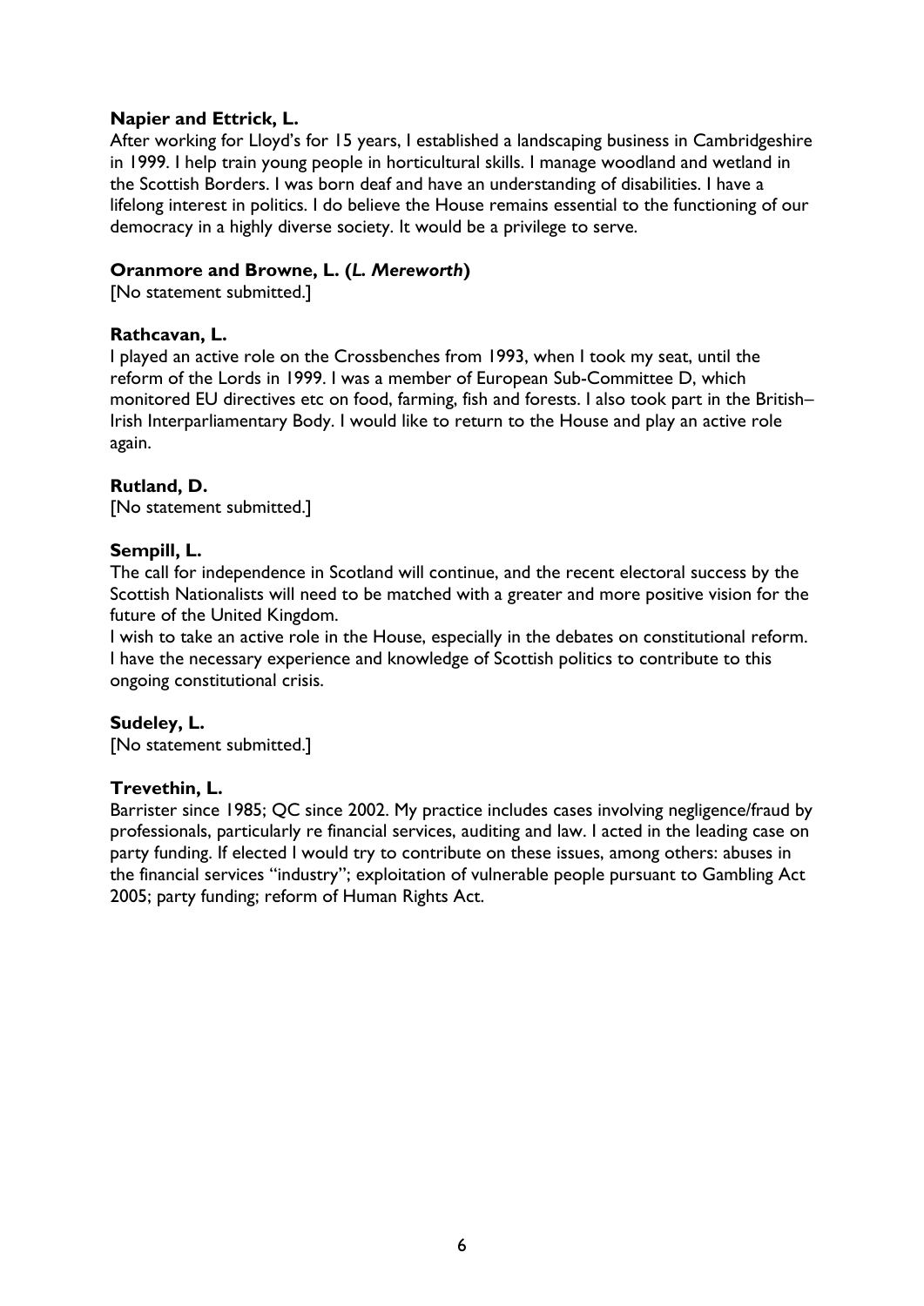**Napier and Ettrick, L.**

After working for Lloyd's for 15 years, I established a landscaping business in Cambridgeshire in 1999. I help train young people in horticultural skills. I manage woodland and wetland in the Scottish Borders. I was born deaf and have an understanding of disabilities. I have a lifelong interest in politics. I do believe the House remains essential to the functioning of our democracy in a highly diverse society. It would be a privilege to serve.

**Oranmore and Browne, L. (*L. Mereworth*)**

[No statement submitted.]

**Rathcavan, L.**

I played an active role on the Crossbenches from 1993, when I took my seat, until the reform of the Lords in 1999. I was a member of European Sub-Committee D, which monitored EU directives etc on food, farming, fish and forests. I also took part in the British–Irish Interparliamentary Body. I would like to return to the House and play an active role again.

**Rutland, D.**

[No statement submitted.]

**Sempill, L.**

The call for independence in Scotland will continue, and the recent electoral success by the Scottish Nationalists will need to be matched with a greater and more positive vision for the future of the United Kingdom.

I wish to take an active role in the House, especially in the debates on constitutional reform. I have the necessary experience and knowledge of Scottish politics to contribute to this ongoing constitutional crisis.

**Sudeley, L.**

[No statement submitted.]

**Trevethin, L.**

Barrister since 1985; QC since 2002. My practice includes cases involving negligence/fraud by professionals, particularly re financial services, auditing and law. I acted in the leading case on party funding. If elected I would try to contribute on these issues, among others: abuses in the financial services "industry"; exploitation of vulnerable people pursuant to Gambling Act 2005; party funding; reform of Human Rights Act.